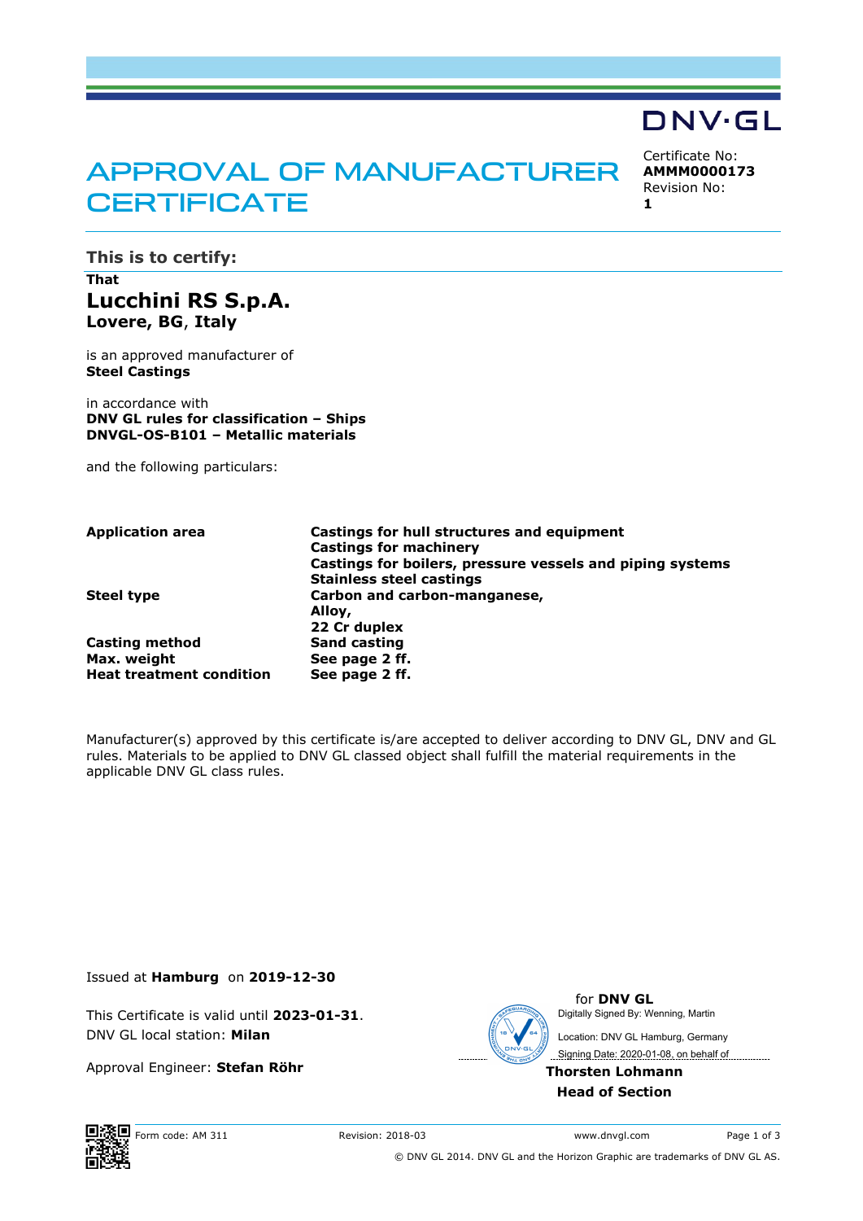DNV·GL

# APPROVAL OF MANUFACTURER CERTIFICATE

Certificate No:
**AMMM0000173**
Revision No:
**1**

## This is to certify:

**That**

**Lucchini RS S.p.A.**
**Lovere, BG, Italy**

is an approved manufacturer of
**Steel Castings**

in accordance with
**DNV GL rules for classification – Ships**
**DNVGL-OS-B101 – Metallic materials**

and the following particulars:

| | |
|---|---|
| **Application area** | **Castings for hull structures and equipment**<br>**Castings for machinery**<br>**Castings for boilers, pressure vessels and piping systems**<br>**Stainless steel castings** |
| **Steel type** | **Carbon and carbon-manganese,**<br>**Alloy,**<br>**22 Cr duplex** |
| **Casting method** | **Sand casting** |
| **Max. weight** | **See page 2 ff.** |
| **Heat treatment condition** | **See page 2 ff.** |

Manufacturer(s) approved by this certificate is/are accepted to deliver according to DNV GL, DNV and GL rules. Materials to be applied to DNV GL classed object shall fulfill the material requirements in the applicable DNV GL class rules.

Issued at **Hamburg** on **2019-12-30**

This Certificate is valid until **2023-01-31**.
DNV GL local station: **Milan**

Approval Engineer: **Stefan Röhr**

for **DNV GL**
Digitally Signed By: Wenning, Martin
Location: DNV GL Hamburg, Germany
Signing Date: 2020-01-08, on behalf of

**Thorsten Lohmann**
**Head of Section**

Form code: AM 311 Revision: 2018-03 www.dnvgl.com

© DNV GL 2014. DNV GL and the Horizon Graphic are trademarks of DNV GL AS.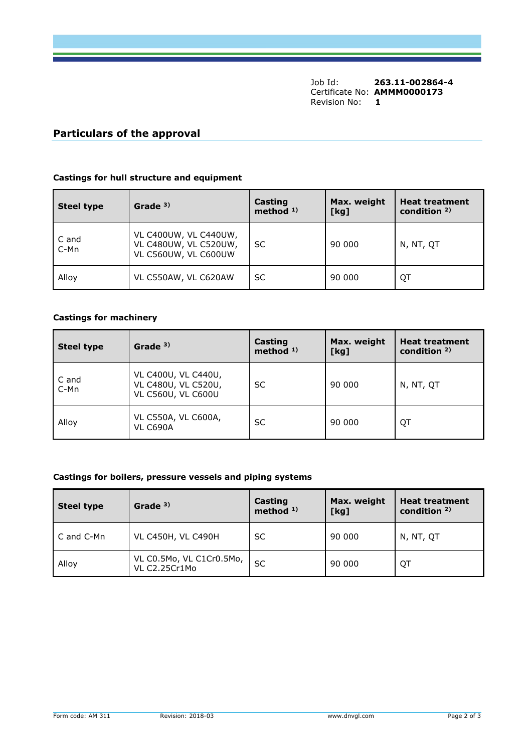Job Id: **263.11-002864-4**
Certificate No: **AMMM0000173**
Revision No: **1**

## Particulars of the approval

### Castings for hull structure and equipment

| Steel type | Grade [3)] | Casting method [1)] | Max. weight [kg] | Heat treatment condition [2)] |
|---|---|---|---|---|
| C and C-Mn | VL C400UW, VL C440UW, VL C480UW, VL C520UW, VL C560UW, VL C600UW | SC | 90 000 | N, NT, QT |
| Alloy | VL C550AW, VL C620AW | SC | 90 000 | QT |

### Castings for machinery

| Steel type | Grade [3)] | Casting method [1)] | Max. weight [kg] | Heat treatment condition [2)] |
|---|---|---|---|---|
| C and C-Mn | VL C400U, VL C440U, VL C480U, VL C520U, VL C560U, VL C600U | SC | 90 000 | N, NT, QT |
| Alloy | VL C550A, VL C600A, VL C690A | SC | 90 000 | QT |

### Castings for boilers, pressure vessels and piping systems

| Steel type | Grade [3)] | Casting method [1)] | Max. weight [kg] | Heat treatment condition [2)] |
|---|---|---|---|---|
| C and C-Mn | VL C450H, VL C490H | SC | 90 000 | N, NT, QT |
| Alloy | VL C0.5Mo, VL C1Cr0.5Mo, VL C2.25Cr1Mo | SC | 90 000 | QT |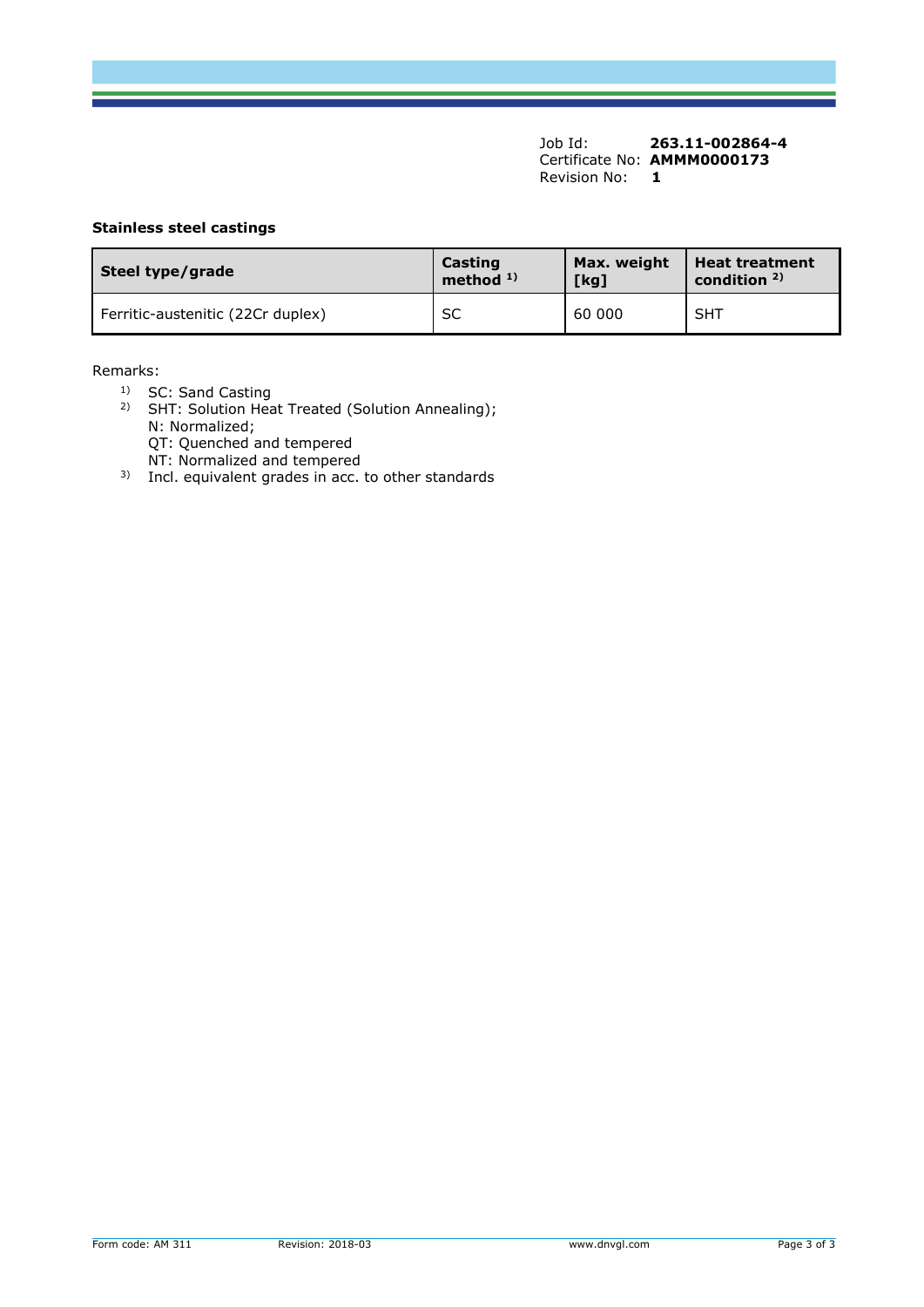Job Id: **263.11-002864-4**
Certificate No: **AMMM0000173**
Revision No: **1**

**Stainless steel castings**

| Steel type/grade | Casting method [1] | Max. weight [kg] | Heat treatment condition [2] |
|---|---|---|---|
| Ferritic-austenitic (22Cr duplex) | SC | 60 000 | SHT |

Remarks:

1) SC: Sand Casting
2) SHT: Solution Heat Treated (Solution Annealing);
   N: Normalized;
   QT: Quenched and tempered
   NT: Normalized and tempered
3) Incl. equivalent grades in acc. to other standards